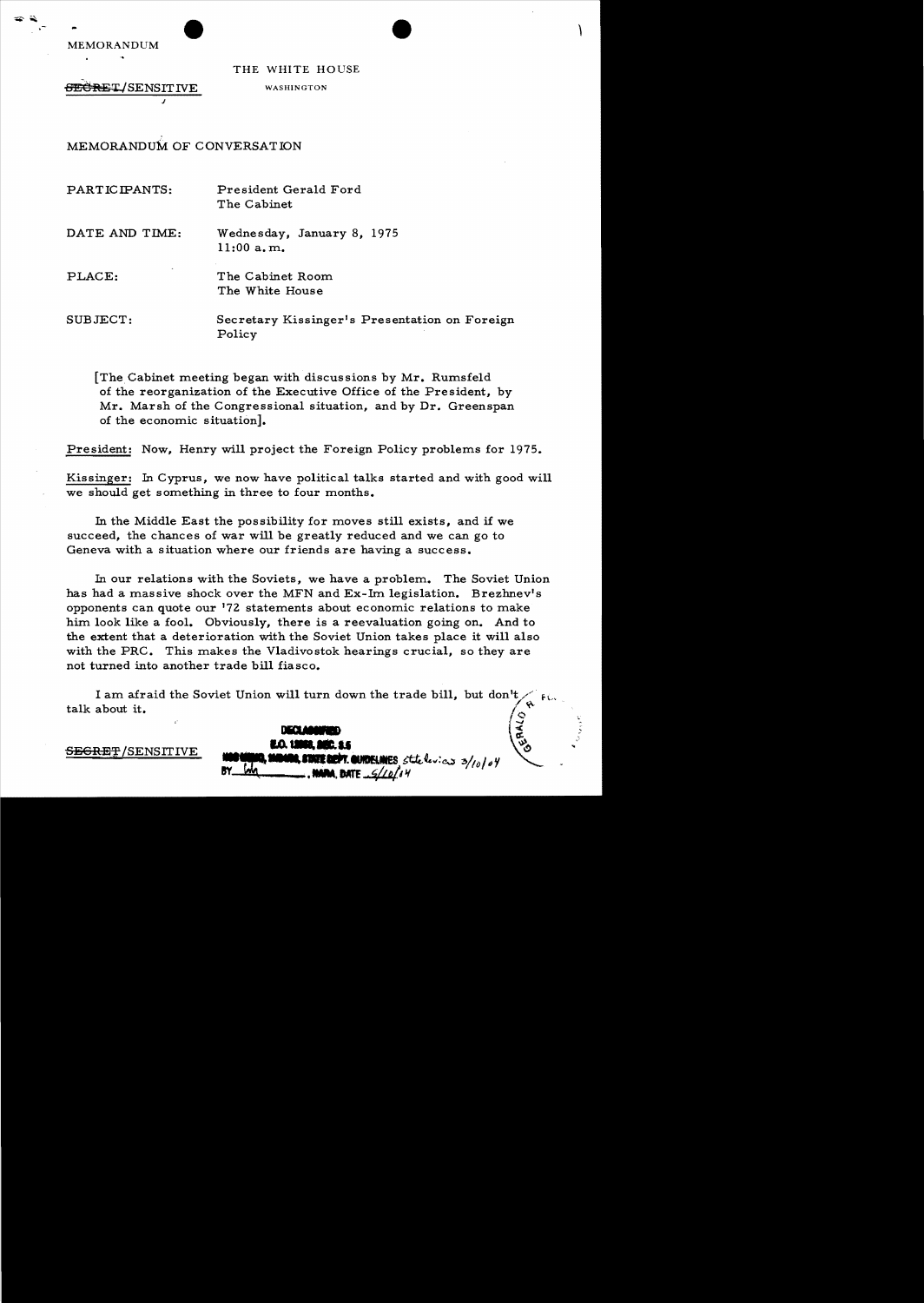MEMORANDUM

THE WHITE HOUSE

~~SECRET~~/SENSITIVE

WASHINGTON

MEMORANDUM OF CONVERSATION

| | |
|---|---|
| PARTICIPANTS: | President Gerald Ford<br>The Cabinet |
| DATE AND TIME: | Wednesday, January 8, 1975<br>11:00 a.m. |
| PLACE: | The Cabinet Room<br>The White House |
| SUBJECT: | Secretary Kissinger's Presentation on Foreign Policy |

[The Cabinet meeting began with discussions by Mr. Rumsfeld of the reorganization of the Executive Office of the President, by Mr. Marsh of the Congressional situation, and by Dr. Greenspan of the economic situation].

President: Now, Henry will project the Foreign Policy problems for 1975.

Kissinger: In Cyprus, we now have political talks started and with good will we should get something in three to four months.

In the Middle East the possibility for moves still exists, and if we succeed, the chances of war will be greatly reduced and we can go to Geneva with a situation where our friends are having a success.

In our relations with the Soviets, we have a problem. The Soviet Union has had a massive shock over the MFN and Ex-Im legislation. Brezhnev's opponents can quote our '72 statements about economic relations to make him look like a fool. Obviously, there is a reevaluation going on. And to the extent that a deterioration with the Soviet Union takes place it will also with the PRC. This makes the Vladivostok hearings crucial, so they are not turned into another trade bill fiasco.

I am afraid the Soviet Union will turn down the trade bill, but don't talk about it.

~~SECRET~~/SENSITIVE

DECLASSIFIED
E.O. 12958, SEC. 3.5
NSC MEMO, 11/24/98, STATE DEPT. GUIDELINES State levies 3/10/04
BY [initials], NARA, DATE 5/10/04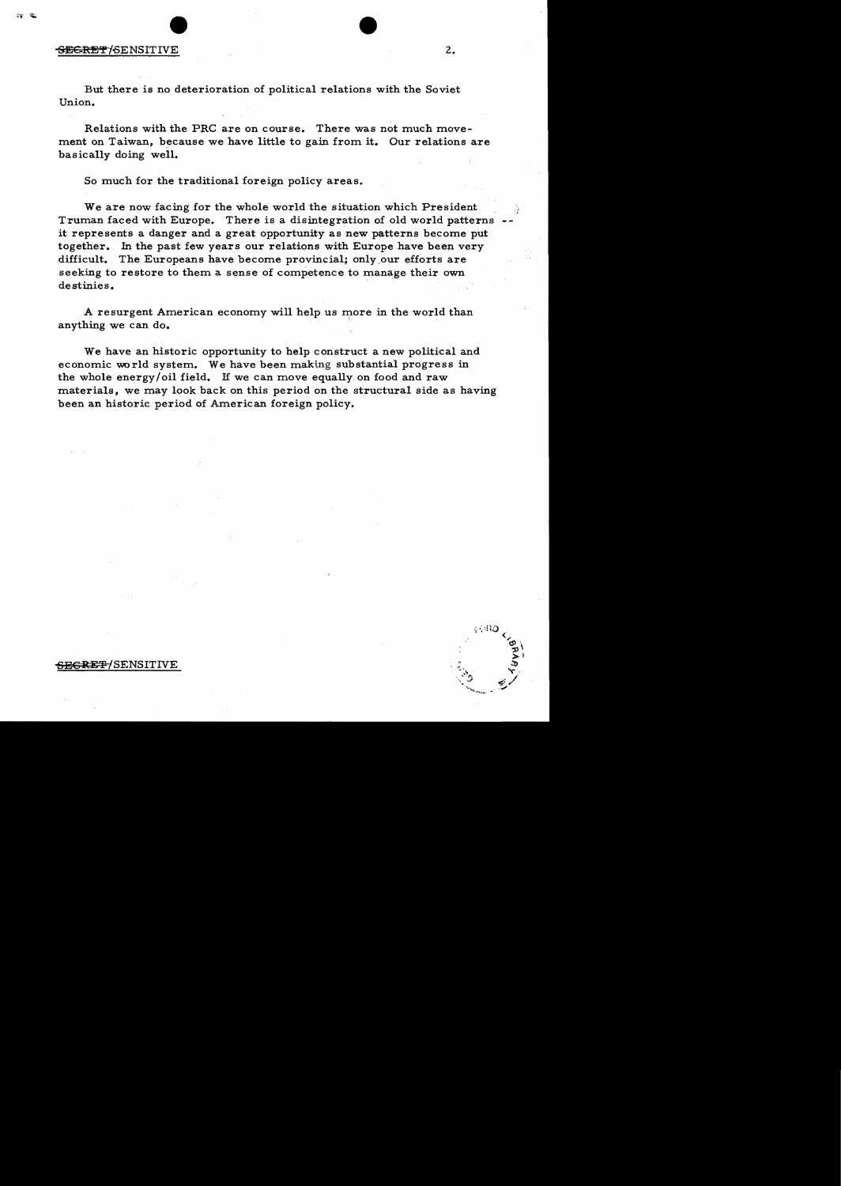But there is no deterioration of political relations with the Soviet Union.

Relations with the PRC are on course. There was not much movement on Taiwan, because we have little to gain from it. Our relations are basically doing well.

So much for the traditional foreign policy areas.

We are now facing for the whole world the situation which President Truman faced with Europe. There is a disintegration of old world patterns -- it represents a danger and a great opportunity as new patterns become put together. In the past few years our relations with Europe have been very difficult. The Europeans have become provincial; only our efforts are seeking to restore to them a sense of competence to manage their own destinies.

A resurgent American economy will help us more in the world than anything we can do.

We have an historic opportunity to help construct a new political and economic world system. We have been making substantial progress in the whole energy/oil field. If we can move equally on food and raw materials, we may look back on this period on the structural side as having been an historic period of American foreign policy.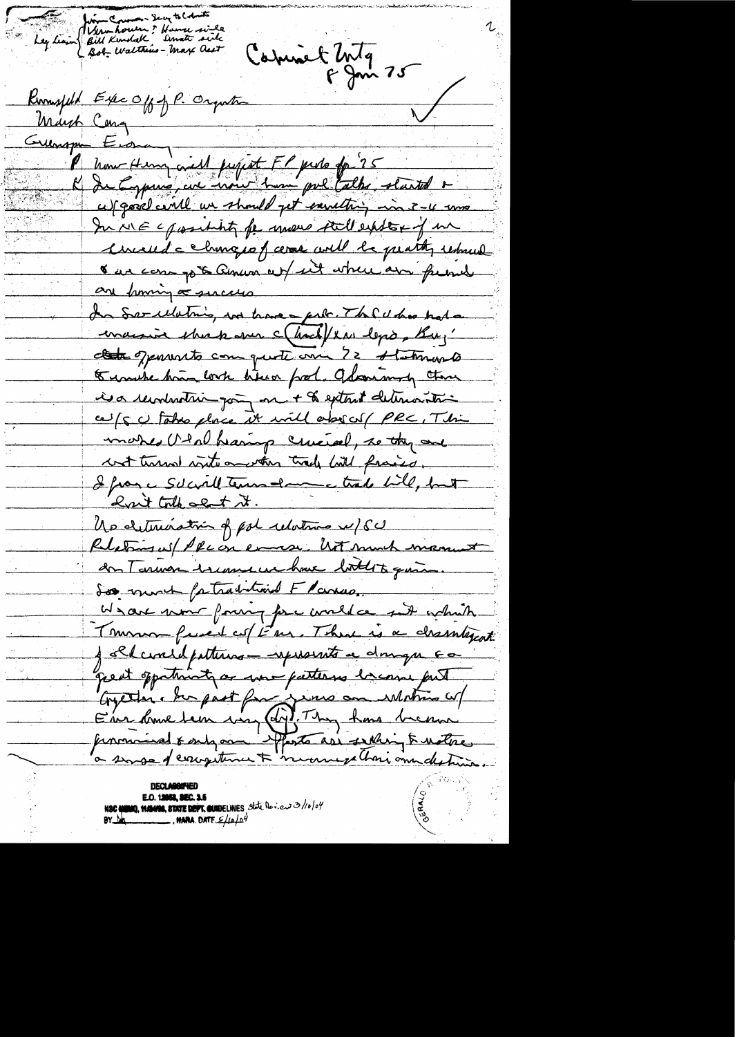Jim Cannon - Secy to Cabinet
Vern Loen? House side
Leg Liaison Bill Kendall Senate side
Bob Walthius - Max Asst

Cabinet Mtg
8 Jan 75

Rumsfeld Exec Off of P. Organization

Marsh Cong

Greenspan Economy

P [illegible] Henry will project FP prob for '75

K In Cyprus, we now have prel talks started & w/ good will we should get something in 3-4 mo.

In ME c possibility for moves still exists if we succeed c changes of course will be greatly reduced & we can go to Geneva w/ out where our friends are having a success.

In Sov relations, we have a prob. The SU has had a massive shake over c (trade) & Ex [illegible] legis, Brez' [illegible] opponents can quote our 72 statements to undermine him both there [illegible]. Also among there is a [illegible] going on + to extent deterioration w/ SU takes place it will observe w/ PRC. This makes U S [illegible] bearing crucial, so they are not turned into another trade bill fracas.

I [illegible] c SU will turn down c trade bill, but don't talk about it.

No deterioration of pol relations w/ SU

Relations w/ PRC on course. Not much movement on Taiwan because we have little to give.

So much for traditional F Policies.

We are now facing free world c [illegible] which [illegible] faced w/ Eur. There is a disintegration of old world patterns - represents a danger & a great opportunity as new patterns become put together. For past few years our relations w/ Eur have been very (dif). They have become provincial & only our efforts are seeking to restore a sense of competence & overcoming their own [illegible].

DECLASSIFIED
E.O. 12958, SEC. 3.5
NSC MEMO, 11/24/98, STATE DEPT. GUIDELINES State Review 3/10/04
BY [illegible], NARA, DATE 5/10/04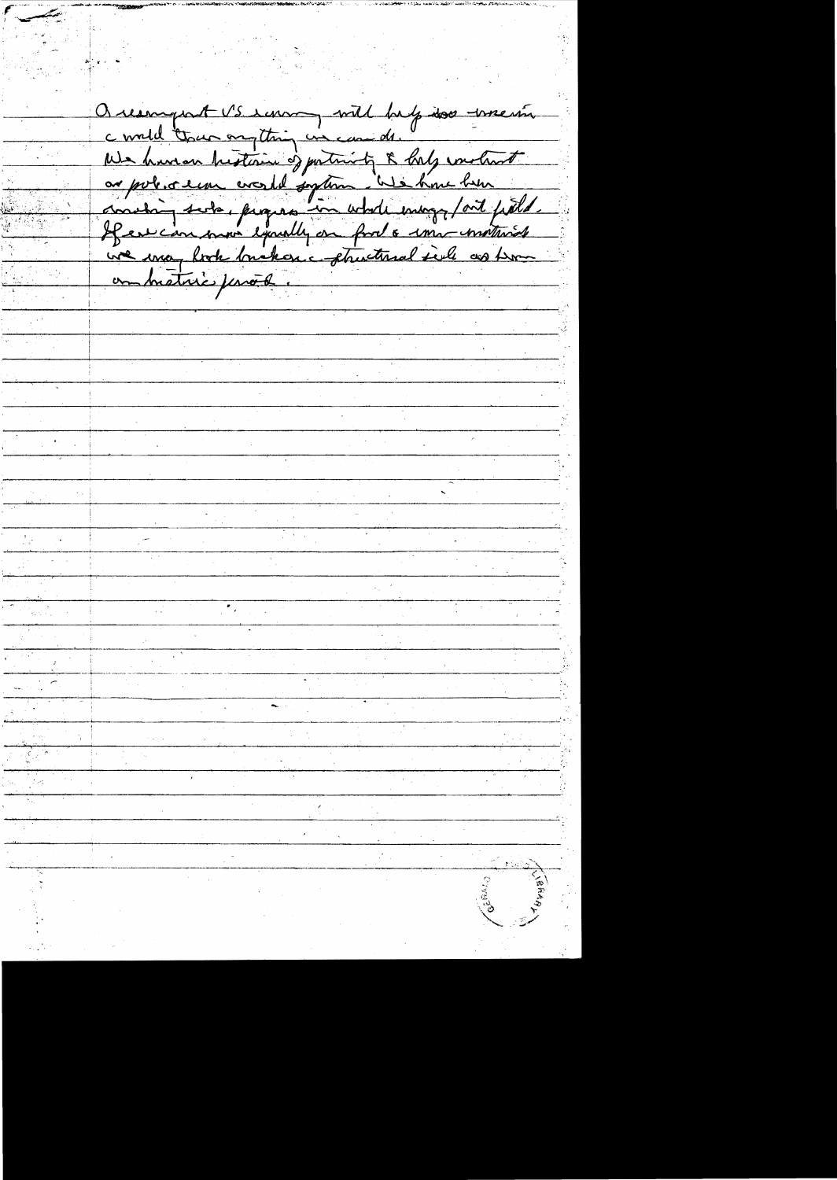A resurgent US economy will help more in
c world than anything we can do.
We have historic opportunity to help construct
a pol. & econ world system. We have been
making subs. progress in whole energy/oil field.
If we can move equally on food & raw materials
we may look back on structural side as turn
in historic period.